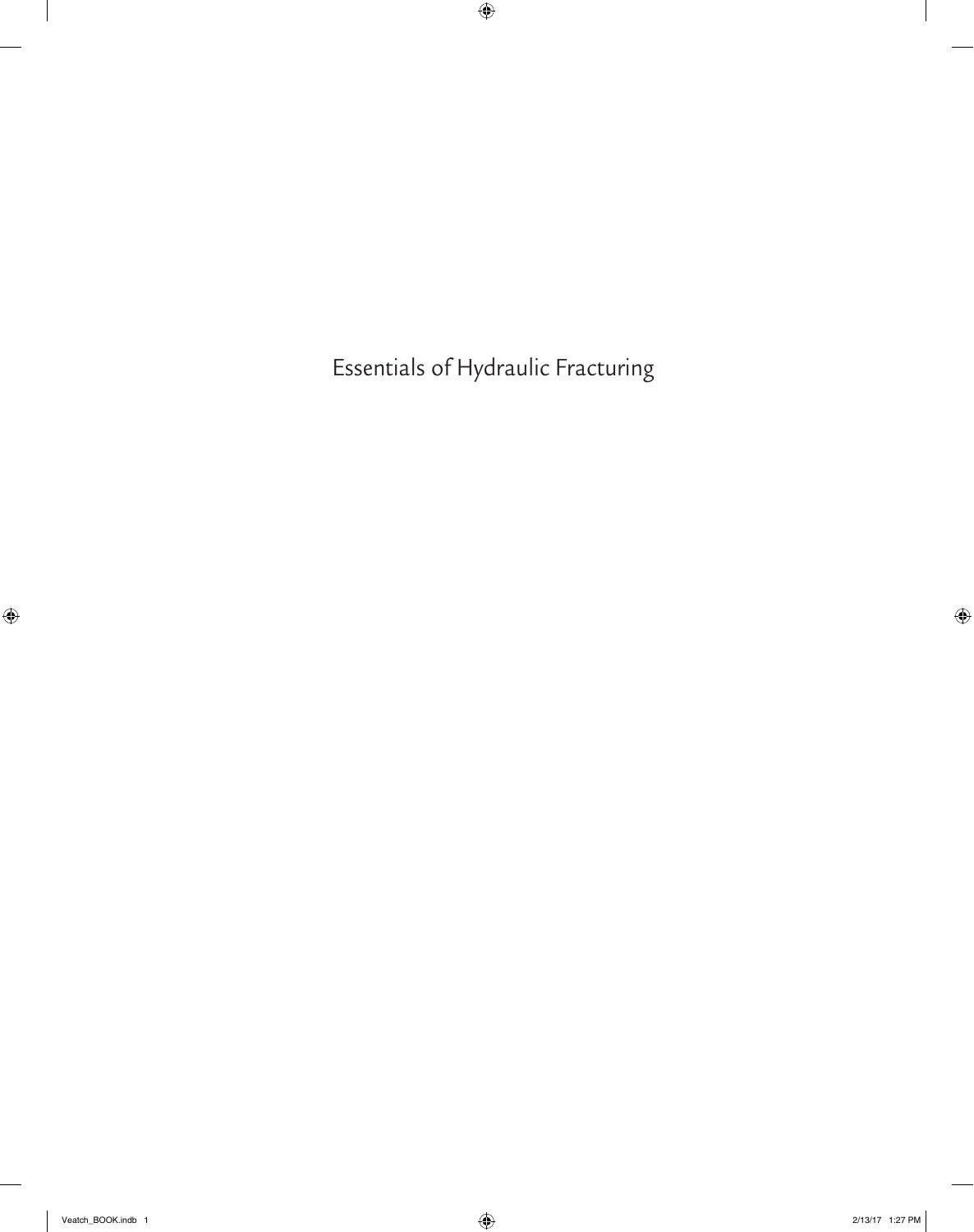# Essentials of Hydraulic Fracturing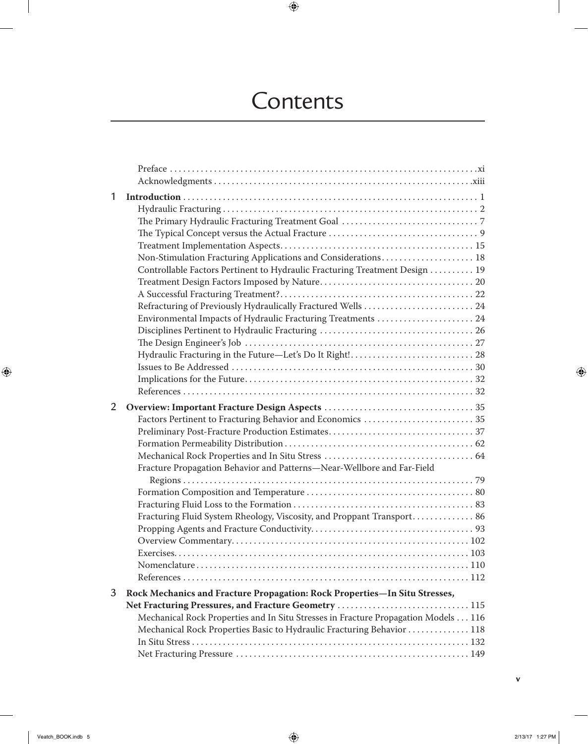# Contents

Preface .......... xi
Acknowledgments .......... xiii

1 **Introduction** .......... 1
- Hydraulic Fracturing .......... 2
- The Primary Hydraulic Fracturing Treatment Goal .......... 7
- The Typical Concept versus the Actual Fracture .......... 9
- Treatment Implementation Aspects .......... 15
- Non-Stimulation Fracturing Applications and Considerations .......... 18
- Controllable Factors Pertinent to Hydraulic Fracturing Treatment Design .......... 19
- Treatment Design Factors Imposed by Nature .......... 20
- A Successful Fracturing Treatment? .......... 22
- Refracturing of Previously Hydraulically Fractured Wells .......... 24
- Environmental Impacts of Hydraulic Fracturing Treatments .......... 24
- Disciplines Pertinent to Hydraulic Fracturing .......... 26
- The Design Engineer's Job .......... 27
- Hydraulic Fracturing in the Future—Let's Do It Right! .......... 28
- Issues to Be Addressed .......... 30
- Implications for the Future .......... 32
- References .......... 32

2 **Overview: Important Fracture Design Aspects** .......... 35
- Factors Pertinent to Fracturing Behavior and Economics .......... 35
- Preliminary Post-Fracture Production Estimates .......... 37
- Formation Permeability Distribution .......... 62
- Mechanical Rock Properties and In Situ Stress .......... 64
- Fracture Propagation Behavior and Patterns—Near-Wellbore and Far-Field Regions .......... 79
- Formation Composition and Temperature .......... 80
- Fracturing Fluid Loss to the Formation .......... 83
- Fracturing Fluid System Rheology, Viscosity, and Proppant Transport .......... 86
- Propping Agents and Fracture Conductivity .......... 93
- Overview Commentary .......... 102
- Exercises .......... 103
- Nomenclature .......... 110
- References .......... 112

3 **Rock Mechanics and Fracture Propagation: Rock Properties—In Situ Stresses, Net Fracturing Pressures, and Fracture Geometry** .......... 115
- Mechanical Rock Properties and In Situ Stresses in Fracture Propagation Models .......... 116
- Mechanical Rock Properties Basic to Hydraulic Fracturing Behavior .......... 118
- In Situ Stress .......... 132
- Net Fracturing Pressure .......... 149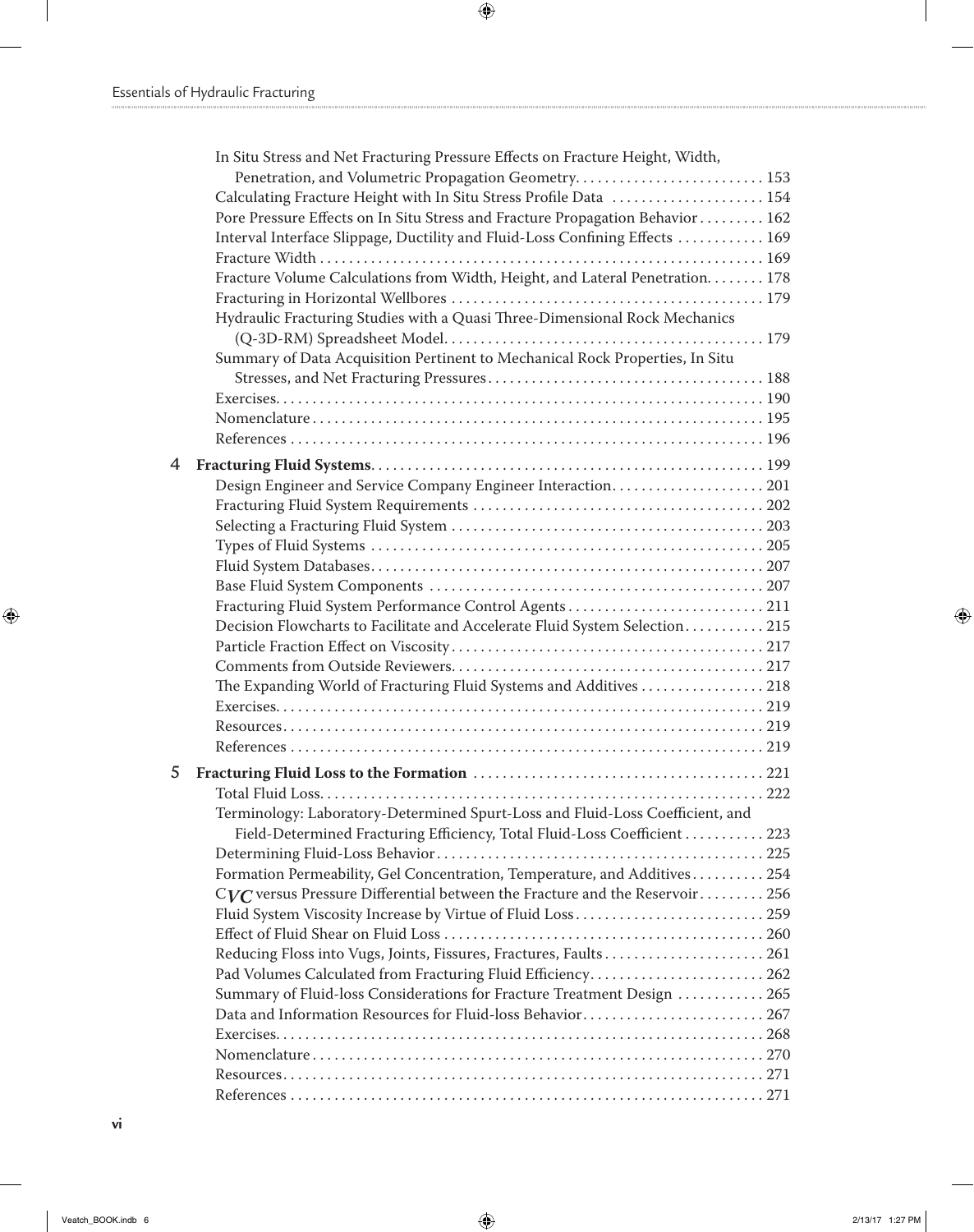In Situ Stress and Net Fracturing Pressure Effects on Fracture Height, Width, Penetration, and Volumetric Propagation Geometry . . . . . . . . . . . . . . . . . . . . . . . . . 153
Calculating Fracture Height with In Situ Stress Profile Data . . . . . . . . . . . . . . . . . . . . 154
Pore Pressure Effects on In Situ Stress and Fracture Propagation Behavior . . . . . . . . . 162
Interval Interface Slippage, Ductility and Fluid-Loss Confining Effects . . . . . . . . . . . 169
Fracture Width . . . . . . . . . . . . . . . . . . . . . . . . . . . . . . . . . . . . . . . . . . . . . . . . . . . . . . . . . . . 169
Fracture Volume Calculations from Width, Height, and Lateral Penetration. . . . . . . . 178
Fracturing in Horizontal Wellbores . . . . . . . . . . . . . . . . . . . . . . . . . . . . . . . . . . . . . . . . . . 179
Hydraulic Fracturing Studies with a Quasi Three-Dimensional Rock Mechanics (Q-3D-RM) Spreadsheet Model. . . . . . . . . . . . . . . . . . . . . . . . . . . . . . . . . . . . . . . . . . . 179
Summary of Data Acquisition Pertinent to Mechanical Rock Properties, In Situ Stresses, and Net Fracturing Pressures . . . . . . . . . . . . . . . . . . . . . . . . . . . . . . . . . . . . . 188
Exercises. . . . . . . . . . . . . . . . . . . . . . . . . . . . . . . . . . . . . . . . . . . . . . . . . . . . . . . . . . . . . . . . 190
Nomenclature . . . . . . . . . . . . . . . . . . . . . . . . . . . . . . . . . . . . . . . . . . . . . . . . . . . . . . . . . . . . 195
References . . . . . . . . . . . . . . . . . . . . . . . . . . . . . . . . . . . . . . . . . . . . . . . . . . . . . . . . . . . . . . . 196

4 **Fracturing Fluid Systems**. . . . . . . . . . . . . . . . . . . . . . . . . . . . . . . . . . . . . . . . . . . . . . . . . . . . . 199
Design Engineer and Service Company Engineer Interaction. . . . . . . . . . . . . . . . . . . . 201
Fracturing Fluid System Requirements . . . . . . . . . . . . . . . . . . . . . . . . . . . . . . . . . . . . . . . 202
Selecting a Fracturing Fluid System . . . . . . . . . . . . . . . . . . . . . . . . . . . . . . . . . . . . . . . . . . 203
Types of Fluid Systems . . . . . . . . . . . . . . . . . . . . . . . . . . . . . . . . . . . . . . . . . . . . . . . . . . . . . 205
Fluid System Databases. . . . . . . . . . . . . . . . . . . . . . . . . . . . . . . . . . . . . . . . . . . . . . . . . . . . . 207
Base Fluid System Components . . . . . . . . . . . . . . . . . . . . . . . . . . . . . . . . . . . . . . . . . . . . . 207
Fracturing Fluid System Performance Control Agents . . . . . . . . . . . . . . . . . . . . . . . . . . 211
Decision Flowcharts to Facilitate and Accelerate Fluid System Selection. . . . . . . . . . . 215
Particle Fraction Effect on Viscosity . . . . . . . . . . . . . . . . . . . . . . . . . . . . . . . . . . . . . . . . . . 217
Comments from Outside Reviewers. . . . . . . . . . . . . . . . . . . . . . . . . . . . . . . . . . . . . . . . . . 217
The Expanding World of Fracturing Fluid Systems and Additives . . . . . . . . . . . . . . . . 218
Exercises. . . . . . . . . . . . . . . . . . . . . . . . . . . . . . . . . . . . . . . . . . . . . . . . . . . . . . . . . . . . . . . . 219
Resources. . . . . . . . . . . . . . . . . . . . . . . . . . . . . . . . . . . . . . . . . . . . . . . . . . . . . . . . . . . . . . . 219
References . . . . . . . . . . . . . . . . . . . . . . . . . . . . . . . . . . . . . . . . . . . . . . . . . . . . . . . . . . . . . . . 219

5 **Fracturing Fluid Loss to the Formation** . . . . . . . . . . . . . . . . . . . . . . . . . . . . . . . . . . . . . . . 221
Total Fluid Loss. . . . . . . . . . . . . . . . . . . . . . . . . . . . . . . . . . . . . . . . . . . . . . . . . . . . . . . . . . . 222
Terminology: Laboratory-Determined Spurt-Loss and Fluid-Loss Coefficient, and Field-Determined Fracturing Efficiency, Total Fluid-Loss Coefficient . . . . . . . . . . . 223
Determining Fluid-Loss Behavior . . . . . . . . . . . . . . . . . . . . . . . . . . . . . . . . . . . . . . . . . . . . 225
Formation Permeability, Gel Concentration, Temperature, and Additives . . . . . . . . . . 254
$C_{VC}$ versus Pressure Differential between the Fracture and the Reservoir . . . . . . . . . 256
Fluid System Viscosity Increase by Virtue of Fluid Loss . . . . . . . . . . . . . . . . . . . . . . . . . 259
Effect of Fluid Shear on Fluid Loss . . . . . . . . . . . . . . . . . . . . . . . . . . . . . . . . . . . . . . . . . . . 260
Reducing Floss into Vugs, Joints, Fissures, Fractures, Faults . . . . . . . . . . . . . . . . . . . . . 261
Pad Volumes Calculated from Fracturing Fluid Efficiency. . . . . . . . . . . . . . . . . . . . . . . 262
Summary of Fluid-loss Considerations for Fracture Treatment Design . . . . . . . . . . . . 265
Data and Information Resources for Fluid-loss Behavior. . . . . . . . . . . . . . . . . . . . . . . . 267
Exercises. . . . . . . . . . . . . . . . . . . . . . . . . . . . . . . . . . . . . . . . . . . . . . . . . . . . . . . . . . . . . . . . 268
Nomenclature . . . . . . . . . . . . . . . . . . . . . . . . . . . . . . . . . . . . . . . . . . . . . . . . . . . . . . . . . . . . 270
Resources. . . . . . . . . . . . . . . . . . . . . . . . . . . . . . . . . . . . . . . . . . . . . . . . . . . . . . . . . . . . . . . 271
References . . . . . . . . . . . . . . . . . . . . . . . . . . . . . . . . . . . . . . . . . . . . . . . . . . . . . . . . . . . . . . . 271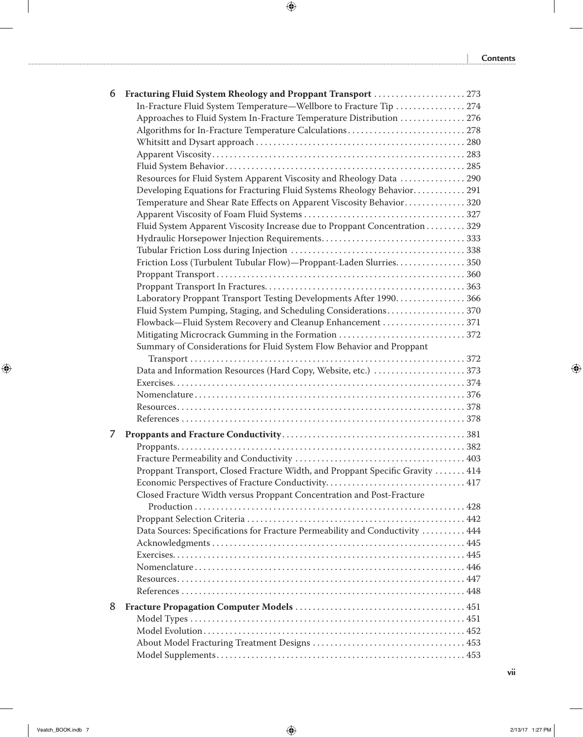6 **Fracturing Fluid System Rheology and Proppant Transport** . . . . . . . . . . . . . . . . . . . . . 273
- In-Fracture Fluid System Temperature—Wellbore to Fracture Tip . . . . . . . . . . . . . . . . 274
- Approaches to Fluid System In-Fracture Temperature Distribution . . . . . . . . . . . . . . . 276
- Algorithms for In-Fracture Temperature Calculations . . . . . . . . . . . . . . . . . . . . . . . . . . . 278
- Whitsitt and Dysart approach . . . . . . . . . . . . . . . . . . . . . . . . . . . . . . . . . . . . . . . . . . . . . . . 280
- Apparent Viscosity . . . . . . . . . . . . . . . . . . . . . . . . . . . . . . . . . . . . . . . . . . . . . . . . . . . . . . . . . 283
- Fluid System Behavior . . . . . . . . . . . . . . . . . . . . . . . . . . . . . . . . . . . . . . . . . . . . . . . . . . . . . . 285
- Resources for Fluid System Apparent Viscosity and Rheology Data . . . . . . . . . . . . . . . 290
- Developing Equations for Fracturing Fluid Systems Rheology Behavior . . . . . . . . . . . . 291
- Temperature and Shear Rate Effects on Apparent Viscosity Behavior . . . . . . . . . . . . . . 320
- Apparent Viscosity of Foam Fluid Systems . . . . . . . . . . . . . . . . . . . . . . . . . . . . . . . . . . . . 327
- Fluid System Apparent Viscosity Increase due to Proppant Concentration . . . . . . . . . 329
- Hydraulic Horsepower Injection Requirements . . . . . . . . . . . . . . . . . . . . . . . . . . . . . . . . . 333
- Tubular Friction Loss during Injection . . . . . . . . . . . . . . . . . . . . . . . . . . . . . . . . . . . . . . . 338
- Friction Loss (Turbulent Tubular Flow)—Proppant-Laden Slurries . . . . . . . . . . . . . . . . 350
- Proppant Transport . . . . . . . . . . . . . . . . . . . . . . . . . . . . . . . . . . . . . . . . . . . . . . . . . . . . . . . . 360
- Proppant Transport In Fractures . . . . . . . . . . . . . . . . . . . . . . . . . . . . . . . . . . . . . . . . . . . . . 363
- Laboratory Proppant Transport Testing Developments After 1990 . . . . . . . . . . . . . . . . 366
- Fluid System Pumping, Staging, and Scheduling Considerations . . . . . . . . . . . . . . . . . 370
- Flowback—Fluid System Recovery and Cleanup Enhancement . . . . . . . . . . . . . . . . . . . 371
- Mitigating Microcrack Gumming in the Formation . . . . . . . . . . . . . . . . . . . . . . . . . . . . . 372
- Summary of Considerations for Fluid System Flow Behavior and Proppant Transport . . . . . . . . . . . . . . . . . . . . . . . . . . . . . . . . . . . . . . . . . . . . . . . . . . . . . . . . . . . . . . 372
- Data and Information Resources (Hard Copy, Website, etc.) . . . . . . . . . . . . . . . . . . . . . 373
- Exercises . . . . . . . . . . . . . . . . . . . . . . . . . . . . . . . . . . . . . . . . . . . . . . . . . . . . . . . . . . . . . . . . . 374
- Nomenclature . . . . . . . . . . . . . . . . . . . . . . . . . . . . . . . . . . . . . . . . . . . . . . . . . . . . . . . . . . . . . 376
- Resources . . . . . . . . . . . . . . . . . . . . . . . . . . . . . . . . . . . . . . . . . . . . . . . . . . . . . . . . . . . . . . . . . 378
- References . . . . . . . . . . . . . . . . . . . . . . . . . . . . . . . . . . . . . . . . . . . . . . . . . . . . . . . . . . . . . . . . 378

7 **Proppants and Fracture Conductivity** . . . . . . . . . . . . . . . . . . . . . . . . . . . . . . . . . . . . . . . . . 381
- Proppants . . . . . . . . . . . . . . . . . . . . . . . . . . . . . . . . . . . . . . . . . . . . . . . . . . . . . . . . . . . . . . . . . 382
- Fracture Permeability and Conductivity . . . . . . . . . . . . . . . . . . . . . . . . . . . . . . . . . . . . . . 403
- Proppant Transport, Closed Fracture Width, and Proppant Specific Gravity . . . . . . . 414
- Economic Perspectives of Fracture Conductivity . . . . . . . . . . . . . . . . . . . . . . . . . . . . . . . 417
- Closed Fracture Width versus Proppant Concentration and Post-Fracture Production . . . . . . . . . . . . . . . . . . . . . . . . . . . . . . . . . . . . . . . . . . . . . . . . . . . . . . . . . . . . . 428
- Proppant Selection Criteria . . . . . . . . . . . . . . . . . . . . . . . . . . . . . . . . . . . . . . . . . . . . . . . . . . 442
- Data Sources: Specifications for Fracture Permeability and Conductivity . . . . . . . . . . 444
- Acknowledgments . . . . . . . . . . . . . . . . . . . . . . . . . . . . . . . . . . . . . . . . . . . . . . . . . . . . . . . . . . 445
- Exercises . . . . . . . . . . . . . . . . . . . . . . . . . . . . . . . . . . . . . . . . . . . . . . . . . . . . . . . . . . . . . . . . . 445
- Nomenclature . . . . . . . . . . . . . . . . . . . . . . . . . . . . . . . . . . . . . . . . . . . . . . . . . . . . . . . . . . . . . 446
- Resources . . . . . . . . . . . . . . . . . . . . . . . . . . . . . . . . . . . . . . . . . . . . . . . . . . . . . . . . . . . . . . . . . 447
- References . . . . . . . . . . . . . . . . . . . . . . . . . . . . . . . . . . . . . . . . . . . . . . . . . . . . . . . . . . . . . . . . 448

8 **Fracture Propagation Computer Models** . . . . . . . . . . . . . . . . . . . . . . . . . . . . . . . . . . . . . . . 451
- Model Types . . . . . . . . . . . . . . . . . . . . . . . . . . . . . . . . . . . . . . . . . . . . . . . . . . . . . . . . . . . . . . 451
- Model Evolution . . . . . . . . . . . . . . . . . . . . . . . . . . . . . . . . . . . . . . . . . . . . . . . . . . . . . . . . . . . 452
- About Model Fracturing Treatment Designs . . . . . . . . . . . . . . . . . . . . . . . . . . . . . . . . . . . 453
- Model Supplements . . . . . . . . . . . . . . . . . . . . . . . . . . . . . . . . . . . . . . . . . . . . . . . . . . . . . . . . 453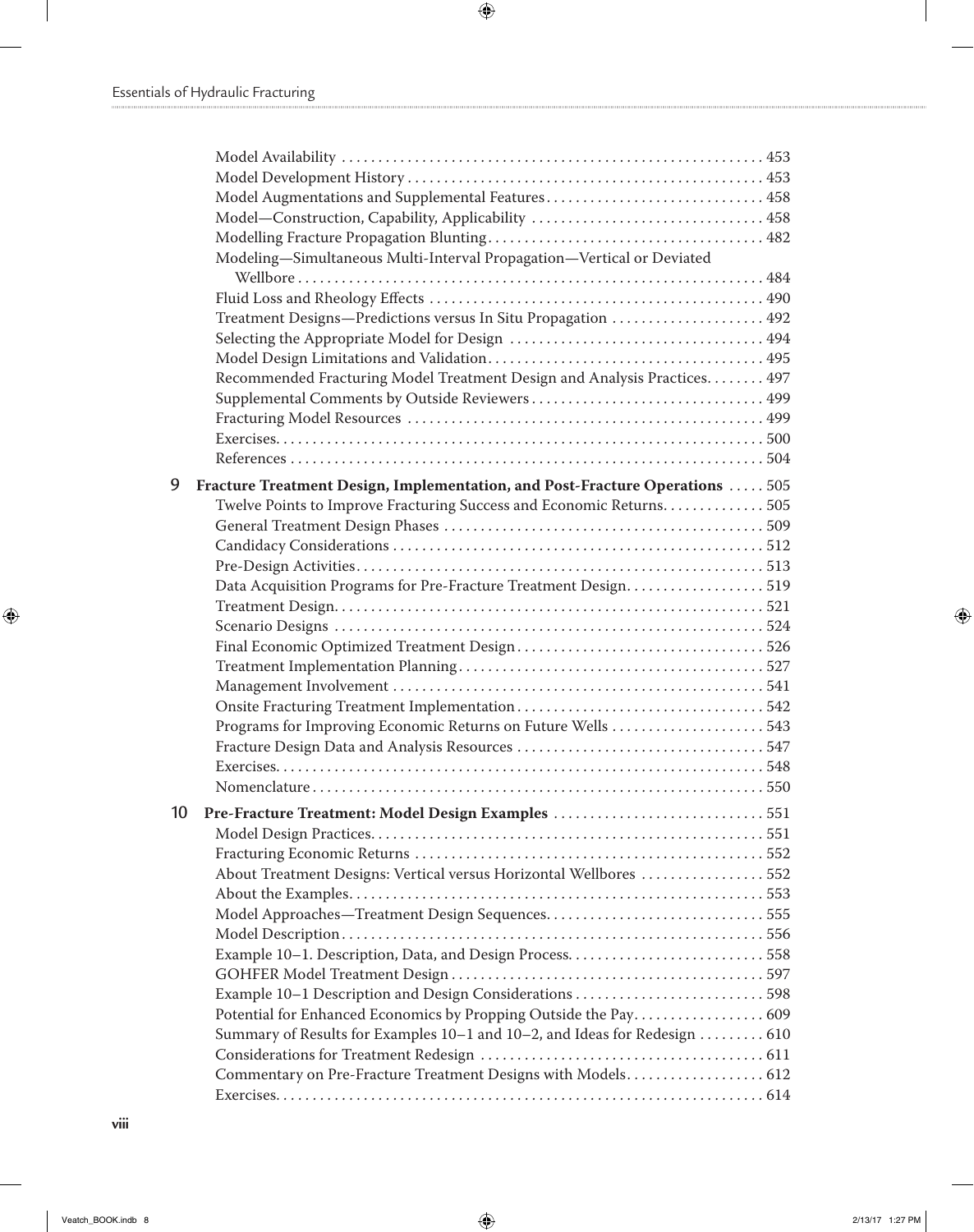Model Availability . . . . . . . . . . 453
Model Development History . . . . . . . . . . 453
Model Augmentations and Supplemental Features . . . . . . . . . . 458
Model—Construction, Capability, Applicability . . . . . . . . . . 458
Modelling Fracture Propagation Blunting . . . . . . . . . . 482
Modeling—Simultaneous Multi-Interval Propagation—Vertical or Deviated Wellbore . . . . . . . . . . 484
Fluid Loss and Rheology Effects . . . . . . . . . . 490
Treatment Designs—Predictions versus In Situ Propagation . . . . . . . . . . 492
Selecting the Appropriate Model for Design . . . . . . . . . . 494
Model Design Limitations and Validation . . . . . . . . . . 495
Recommended Fracturing Model Treatment Design and Analysis Practices . . . . . . . . . . 497
Supplemental Comments by Outside Reviewers . . . . . . . . . . 499
Fracturing Model Resources . . . . . . . . . . 499
Exercises . . . . . . . . . . 500
References . . . . . . . . . . 504

**9 Fracture Treatment Design, Implementation, and Post-Fracture Operations . . . . . 505**

Twelve Points to Improve Fracturing Success and Economic Returns . . . . . . . . . . 505
General Treatment Design Phases . . . . . . . . . . 509
Candidacy Considerations . . . . . . . . . . 512
Pre-Design Activities . . . . . . . . . . 513
Data Acquisition Programs for Pre-Fracture Treatment Design . . . . . . . . . . 519
Treatment Design . . . . . . . . . . 521
Scenario Designs . . . . . . . . . . 524
Final Economic Optimized Treatment Design . . . . . . . . . . 526
Treatment Implementation Planning . . . . . . . . . . 527
Management Involvement . . . . . . . . . . 541
Onsite Fracturing Treatment Implementation . . . . . . . . . . 542
Programs for Improving Economic Returns on Future Wells . . . . . . . . . . 543
Fracture Design Data and Analysis Resources . . . . . . . . . . 547
Exercises . . . . . . . . . . 548
Nomenclature . . . . . . . . . . 550

**10 Pre-Fracture Treatment: Model Design Examples . . . . . . . . . . 551**

Model Design Practices . . . . . . . . . . 551
Fracturing Economic Returns . . . . . . . . . . 552
About Treatment Designs: Vertical versus Horizontal Wellbores . . . . . . . . . . 552
About the Examples . . . . . . . . . . 553
Model Approaches—Treatment Design Sequences . . . . . . . . . . 555
Model Description . . . . . . . . . . 556
Example 10–1. Description, Data, and Design Process . . . . . . . . . . 558
GOHFER Model Treatment Design . . . . . . . . . . 597
Example 10–1 Description and Design Considerations . . . . . . . . . . 598
Potential for Enhanced Economics by Propping Outside the Pay . . . . . . . . . . 609
Summary of Results for Examples 10–1 and 10–2, and Ideas for Redesign . . . . . . . . . . 610
Considerations for Treatment Redesign . . . . . . . . . . 611
Commentary on Pre-Fracture Treatment Designs with Models . . . . . . . . . . 612
Exercises . . . . . . . . . . 614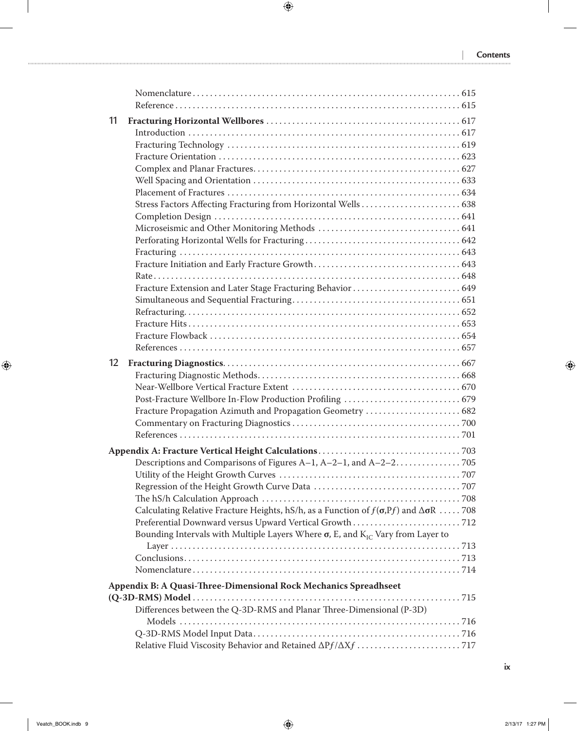Nomenclature . . . . . . . . . . . . . . . . . . . . . . . . . . . . . . . . . . . . . . . . . . . . . . . . . . . . . . . . . . . . 615
Reference . . . . . . . . . . . . . . . . . . . . . . . . . . . . . . . . . . . . . . . . . . . . . . . . . . . . . . . . . . . . . . . 615

**11 Fracturing Horizontal Wellbores** . . . . . . . . . . . . . . . . . . . . . . . . . . . . . . . . . . . . . . . . . . . 617
Introduction . . . . . . . . . . . . . . . . . . . . . . . . . . . . . . . . . . . . . . . . . . . . . . . . . . . . . . . . . . . . . 617
Fracturing Technology . . . . . . . . . . . . . . . . . . . . . . . . . . . . . . . . . . . . . . . . . . . . . . . . . . . . 619
Fracture Orientation . . . . . . . . . . . . . . . . . . . . . . . . . . . . . . . . . . . . . . . . . . . . . . . . . . . . . . 623
Complex and Planar Fractures. . . . . . . . . . . . . . . . . . . . . . . . . . . . . . . . . . . . . . . . . . . . . . 627
Well Spacing and Orientation . . . . . . . . . . . . . . . . . . . . . . . . . . . . . . . . . . . . . . . . . . . . . . 633
Placement of Fractures . . . . . . . . . . . . . . . . . . . . . . . . . . . . . . . . . . . . . . . . . . . . . . . . . . . . 634
Stress Factors Affecting Fracturing from Horizontal Wells . . . . . . . . . . . . . . . . . . . . . . . 638
Completion Design . . . . . . . . . . . . . . . . . . . . . . . . . . . . . . . . . . . . . . . . . . . . . . . . . . . . . . . 641
Microseismic and Other Monitoring Methods . . . . . . . . . . . . . . . . . . . . . . . . . . . . . . . . 641
Perforating Horizontal Wells for Fracturing . . . . . . . . . . . . . . . . . . . . . . . . . . . . . . . . . . . 642
Fracturing . . . . . . . . . . . . . . . . . . . . . . . . . . . . . . . . . . . . . . . . . . . . . . . . . . . . . . . . . . . . . . . 643
Fracture Initiation and Early Fracture Growth. . . . . . . . . . . . . . . . . . . . . . . . . . . . . . . . . 643
Rate. . . . . . . . . . . . . . . . . . . . . . . . . . . . . . . . . . . . . . . . . . . . . . . . . . . . . . . . . . . . . . . . . . . . 648
Fracture Extension and Later Stage Fracturing Behavior . . . . . . . . . . . . . . . . . . . . . . . . 649
Simultaneous and Sequential Fracturing. . . . . . . . . . . . . . . . . . . . . . . . . . . . . . . . . . . . . . 651
Refracturing. . . . . . . . . . . . . . . . . . . . . . . . . . . . . . . . . . . . . . . . . . . . . . . . . . . . . . . . . . . . . 652
Fracture Hits . . . . . . . . . . . . . . . . . . . . . . . . . . . . . . . . . . . . . . . . . . . . . . . . . . . . . . . . . . . . 653
Fracture Flowback . . . . . . . . . . . . . . . . . . . . . . . . . . . . . . . . . . . . . . . . . . . . . . . . . . . . . . . . 654
References . . . . . . . . . . . . . . . . . . . . . . . . . . . . . . . . . . . . . . . . . . . . . . . . . . . . . . . . . . . . . . 657

**12 Fracturing Diagnostics**. . . . . . . . . . . . . . . . . . . . . . . . . . . . . . . . . . . . . . . . . . . . . . . . . . . . . 667
Fracturing Diagnostic Methods. . . . . . . . . . . . . . . . . . . . . . . . . . . . . . . . . . . . . . . . . . . . . . 668
Near-Wellbore Vertical Fracture Extent . . . . . . . . . . . . . . . . . . . . . . . . . . . . . . . . . . . . . . 670
Post-Fracture Wellbore In-Flow Production Profiling . . . . . . . . . . . . . . . . . . . . . . . . . . . 679
Fracture Propagation Azimuth and Propagation Geometry . . . . . . . . . . . . . . . . . . . . . . 682
Commentary on Fracturing Diagnostics . . . . . . . . . . . . . . . . . . . . . . . . . . . . . . . . . . . . . . 700
References . . . . . . . . . . . . . . . . . . . . . . . . . . . . . . . . . . . . . . . . . . . . . . . . . . . . . . . . . . . . . . 701

**Appendix A: Fracture Vertical Height Calculations**. . . . . . . . . . . . . . . . . . . . . . . . . . . . . . . . 703
Descriptions and Comparisons of Figures A–1, A–2–1, and A–2–2. . . . . . . . . . . . . . . 705
Utility of the Height Growth Curves . . . . . . . . . . . . . . . . . . . . . . . . . . . . . . . . . . . . . . . . . 707
Regression of the Height Growth Curve Data . . . . . . . . . . . . . . . . . . . . . . . . . . . . . . . . . 707
The hS/h Calculation Approach . . . . . . . . . . . . . . . . . . . . . . . . . . . . . . . . . . . . . . . . . . . . 708
Calculating Relative Fracture Heights, hS/h, as a Function of $f(\boldsymbol{\sigma}, Pf)$ and $\Delta\boldsymbol{\sigma}R$ . . . . . 708
Preferential Downward versus Upward Vertical Growth . . . . . . . . . . . . . . . . . . . . . . . . 712
Bounding Intervals with Multiple Layers Where $\boldsymbol{\sigma}$, E, and $K_{IC}$ Vary from Layer to Layer . . . . . . . . . . . . . . . . . . . . . . . . . . . . . . . . . . . . . . . . . . . . . . . . . . . . . . . . . . . . . . . . 713
Conclusions. . . . . . . . . . . . . . . . . . . . . . . . . . . . . . . . . . . . . . . . . . . . . . . . . . . . . . . . . . . . . . 713
Nomenclature . . . . . . . . . . . . . . . . . . . . . . . . . . . . . . . . . . . . . . . . . . . . . . . . . . . . . . . . . . . . 714

**Appendix B: A Quasi-Three-Dimensional Rock Mechanics Spreadsheet (Q-3D-RMS) Model** . . . . . . . . . . . . . . . . . . . . . . . . . . . . . . . . . . . . . . . . . . . . . . . . . . . . . . . . . . . . 715
Differences between the Q-3D-RMS and Planar Three-Dimensional (P-3D) Models . . . . . . . . . . . . . . . . . . . . . . . . . . . . . . . . . . . . . . . . . . . . . . . . . . . . . . . . . . . . . . 716
Q-3D-RMS Model Input Data. . . . . . . . . . . . . . . . . . . . . . . . . . . . . . . . . . . . . . . . . . . . . . . 716
Relative Fluid Viscosity Behavior and Retained $\Delta Pf/\Delta Xf$ . . . . . . . . . . . . . . . . . . . . . . . . 717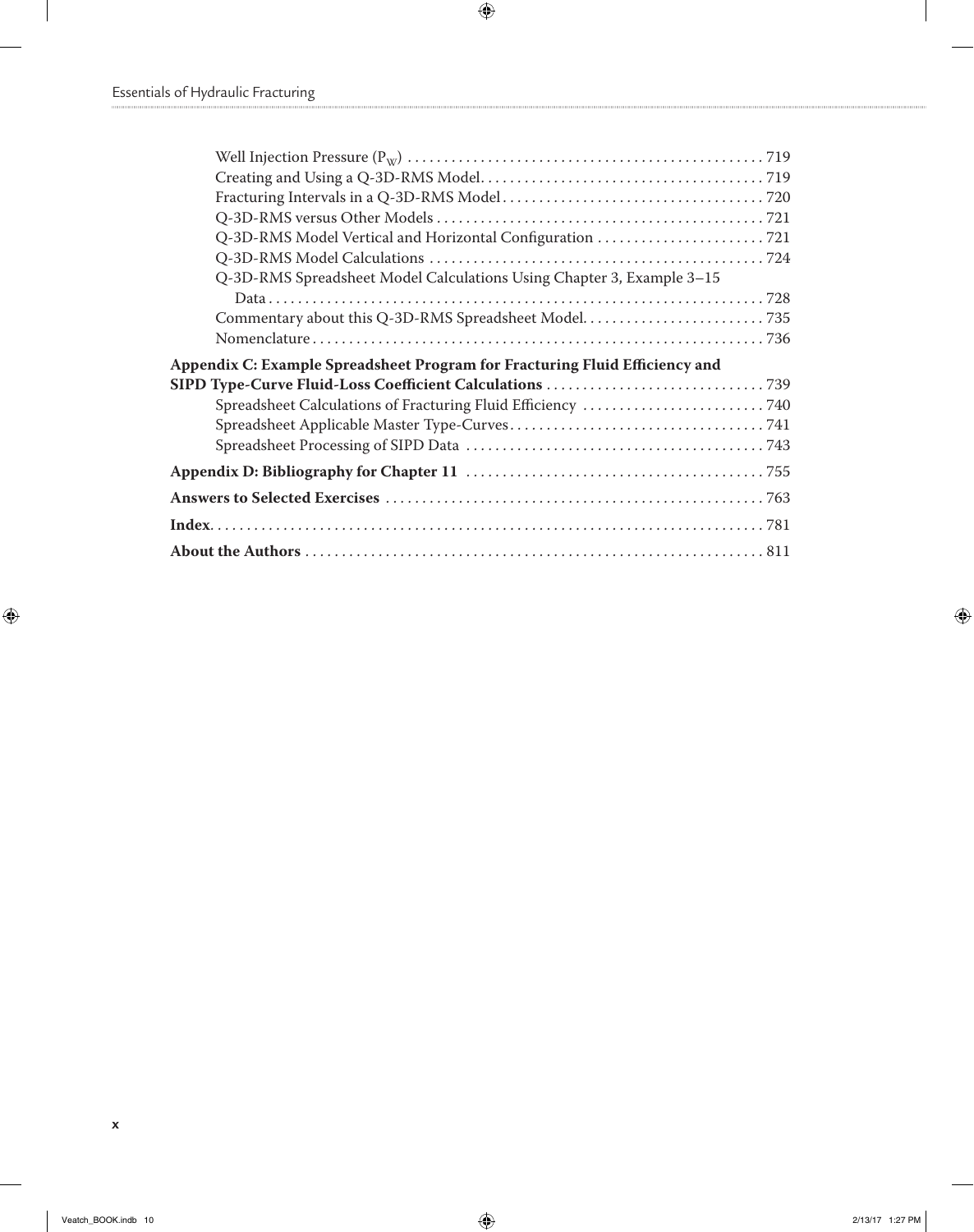Well Injection Pressure ($P_W$) . . . . . . . . . . . . . . . . . . . . . . . . . . . . . . . . . . . . . . . . . . . . . . . . 719
Creating and Using a Q-3D-RMS Model . . . . . . . . . . . . . . . . . . . . . . . . . . . . . . . . . . . . . . 719
Fracturing Intervals in a Q-3D-RMS Model . . . . . . . . . . . . . . . . . . . . . . . . . . . . . . . . . . . 720
Q-3D-RMS versus Other Models . . . . . . . . . . . . . . . . . . . . . . . . . . . . . . . . . . . . . . . . . . . . 721
Q-3D-RMS Model Vertical and Horizontal Configuration . . . . . . . . . . . . . . . . . . . . . . . 721
Q-3D-RMS Model Calculations . . . . . . . . . . . . . . . . . . . . . . . . . . . . . . . . . . . . . . . . . . . . . 724
Q-3D-RMS Spreadsheet Model Calculations Using Chapter 3, Example 3–15 Data . . . . . . . . . . . . . . . . . . . . . . . . . . . . . . . . . . . . . . . . . . . . . . . . . . . . . . . . . . . . . . . . . . . 728
Commentary about this Q-3D-RMS Spreadsheet Model . . . . . . . . . . . . . . . . . . . . . . . . . 735
Nomenclature . . . . . . . . . . . . . . . . . . . . . . . . . . . . . . . . . . . . . . . . . . . . . . . . . . . . . . . . . . . . . 736

**Appendix C: Example Spreadsheet Program for Fracturing Fluid Efficiency and SIPD Type-Curve Fluid-Loss Coefficient Calculations . . . . . . . . . . . . . . . . . . . . . . . . . . . . . . 739**

Spreadsheet Calculations of Fracturing Fluid Efficiency . . . . . . . . . . . . . . . . . . . . . . . . . 740
Spreadsheet Applicable Master Type-Curves . . . . . . . . . . . . . . . . . . . . . . . . . . . . . . . . . . 741
Spreadsheet Processing of SIPD Data . . . . . . . . . . . . . . . . . . . . . . . . . . . . . . . . . . . . . . . . . 743

**Appendix D: Bibliography for Chapter 11 . . . . . . . . . . . . . . . . . . . . . . . . . . . . . . . . . . . . . . . . 755**

**Answers to Selected Exercises . . . . . . . . . . . . . . . . . . . . . . . . . . . . . . . . . . . . . . . . . . . . . . . . . . . 763**

**Index . . . . . . . . . . . . . . . . . . . . . . . . . . . . . . . . . . . . . . . . . . . . . . . . . . . . . . . . . . . . . . . . . . . . . . . . . 781**

**About the Authors . . . . . . . . . . . . . . . . . . . . . . . . . . . . . . . . . . . . . . . . . . . . . . . . . . . . . . . . . . . . . 811**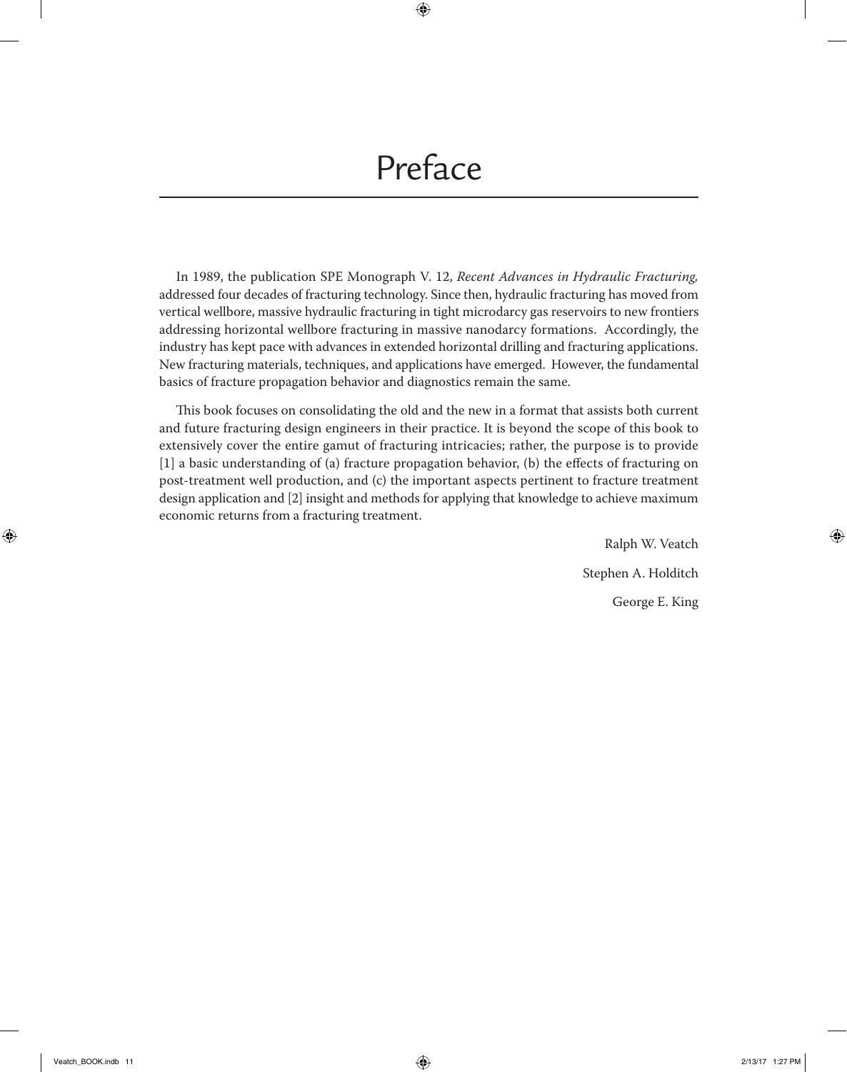# Preface

In 1989, the publication SPE Monograph V. 12, *Recent Advances in Hydraulic Fracturing,* addressed four decades of fracturing technology. Since then, hydraulic fracturing has moved from vertical wellbore, massive hydraulic fracturing in tight microdarcy gas reservoirs to new frontiers addressing horizontal wellbore fracturing in massive nanodarcy formations. Accordingly, the industry has kept pace with advances in extended horizontal drilling and fracturing applications. New fracturing materials, techniques, and applications have emerged. However, the fundamental basics of fracture propagation behavior and diagnostics remain the same.

This book focuses on consolidating the old and the new in a format that assists both current and future fracturing design engineers in their practice. It is beyond the scope of this book to extensively cover the entire gamut of fracturing intricacies; rather, the purpose is to provide [1] a basic understanding of (a) fracture propagation behavior, (b) the effects of fracturing on post-treatment well production, and (c) the important aspects pertinent to fracture treatment design application and [2] insight and methods for applying that knowledge to achieve maximum economic returns from a fracturing treatment.

Ralph W. Veatch

Stephen A. Holditch

George E. King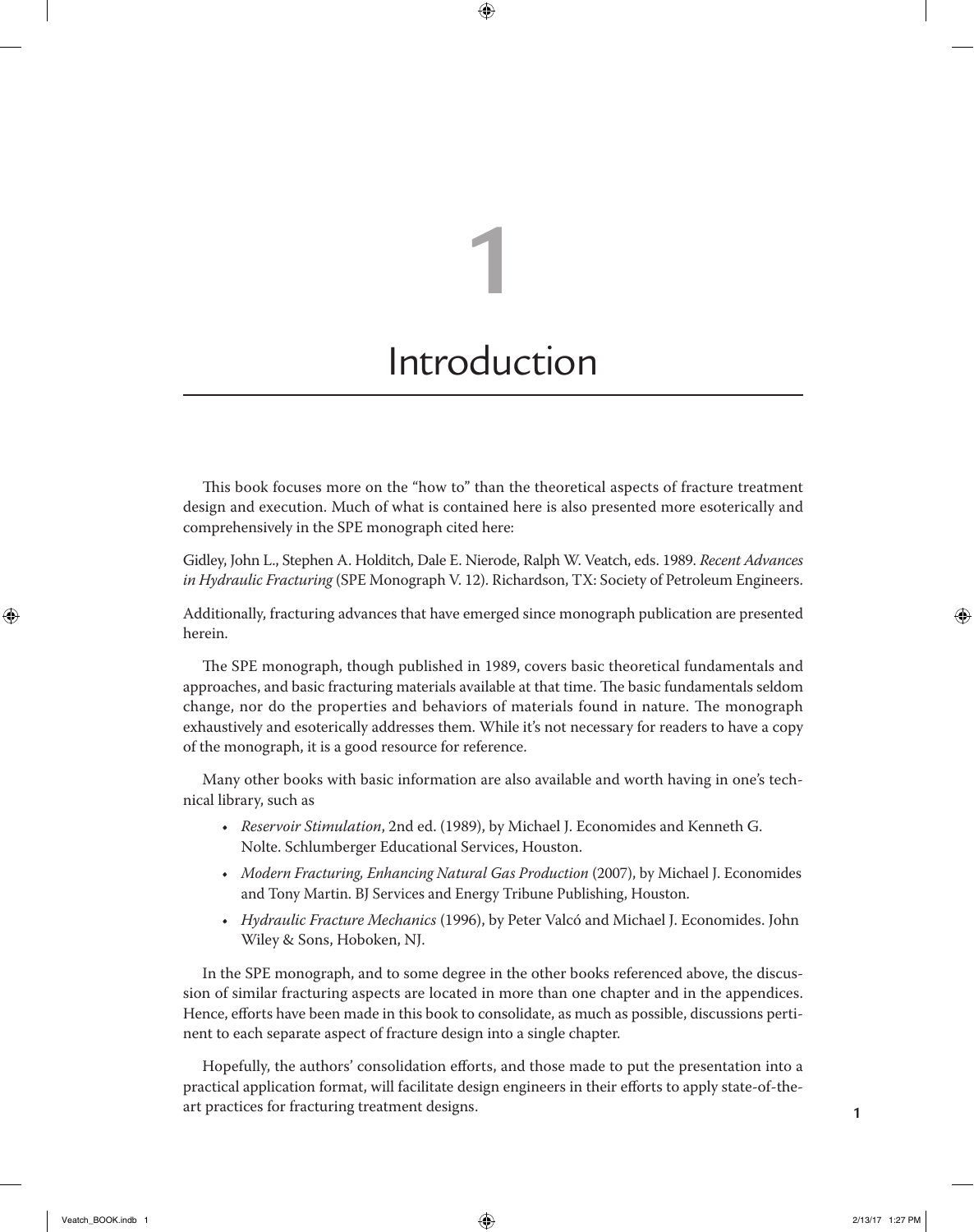# 1

# Introduction

This book focuses more on the "how to" than the theoretical aspects of fracture treatment design and execution. Much of what is contained here is also presented more esoterically and comprehensively in the SPE monograph cited here:

Gidley, John L., Stephen A. Holditch, Dale E. Nierode, Ralph W. Veatch, eds. 1989. *Recent Advances in Hydraulic Fracturing* (SPE Monograph V. 12). Richardson, TX: Society of Petroleum Engineers.

Additionally, fracturing advances that have emerged since monograph publication are presented herein.

The SPE monograph, though published in 1989, covers basic theoretical fundamentals and approaches, and basic fracturing materials available at that time. The basic fundamentals seldom change, nor do the properties and behaviors of materials found in nature. The monograph exhaustively and esoterically addresses them. While it's not necessary for readers to have a copy of the monograph, it is a good resource for reference.

Many other books with basic information are also available and worth having in one's technical library, such as

- *Reservoir Stimulation*, 2nd ed. (1989), by Michael J. Economides and Kenneth G. Nolte. Schlumberger Educational Services, Houston.
- *Modern Fracturing, Enhancing Natural Gas Production* (2007), by Michael J. Economides and Tony Martin. BJ Services and Energy Tribune Publishing, Houston.
- *Hydraulic Fracture Mechanics* (1996), by Peter Valcó and Michael J. Economides. John Wiley & Sons, Hoboken, NJ.

In the SPE monograph, and to some degree in the other books referenced above, the discussion of similar fracturing aspects are located in more than one chapter and in the appendices. Hence, efforts have been made in this book to consolidate, as much as possible, discussions pertinent to each separate aspect of fracture design into a single chapter.

Hopefully, the authors' consolidation efforts, and those made to put the presentation into a practical application format, will facilitate design engineers in their efforts to apply state-of-the-art practices for fracturing treatment designs.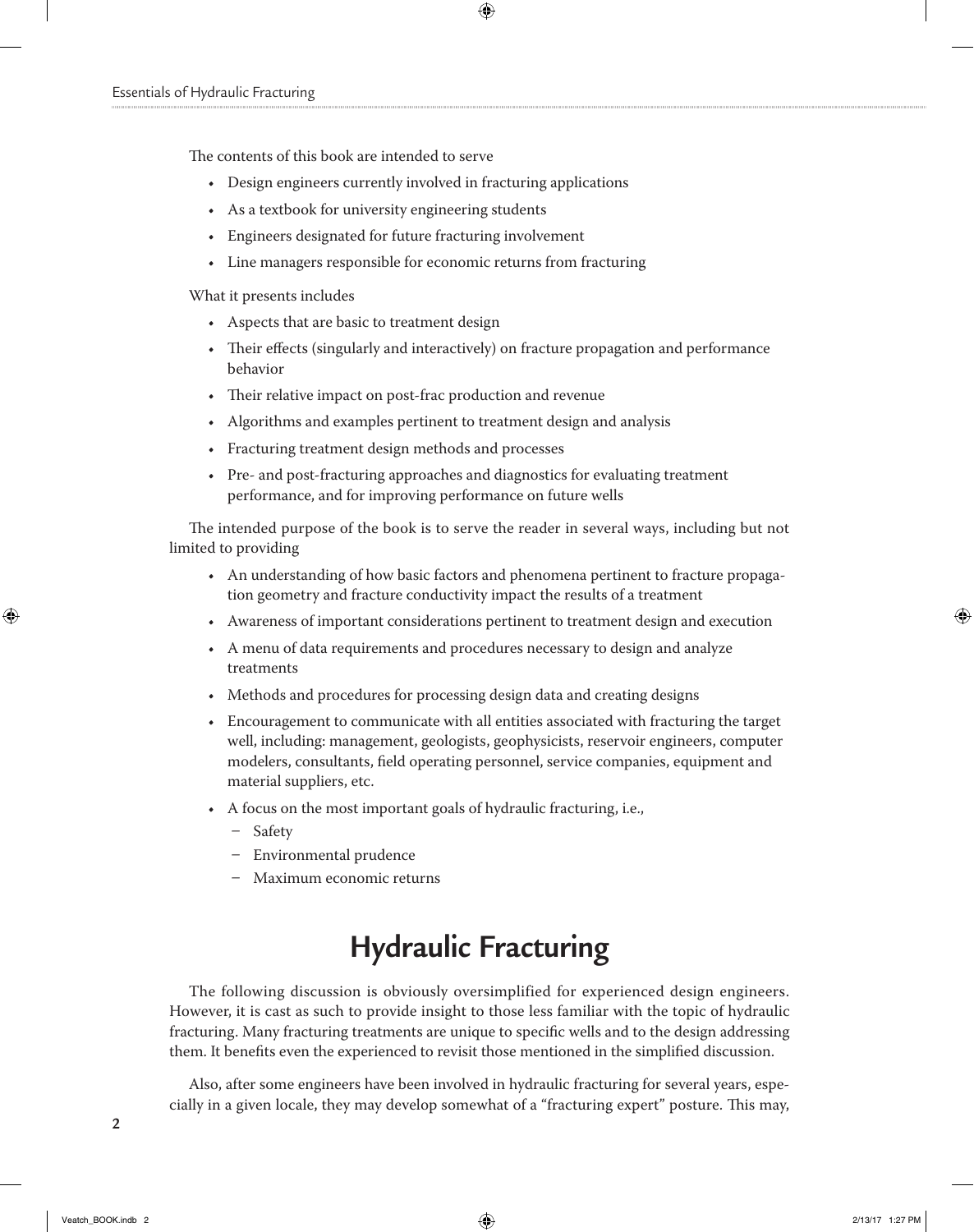The contents of this book are intended to serve

- Design engineers currently involved in fracturing applications
- As a textbook for university engineering students
- Engineers designated for future fracturing involvement
- Line managers responsible for economic returns from fracturing

What it presents includes

- Aspects that are basic to treatment design
- Their effects (singularly and interactively) on fracture propagation and performance behavior
- Their relative impact on post-frac production and revenue
- Algorithms and examples pertinent to treatment design and analysis
- Fracturing treatment design methods and processes
- Pre- and post-fracturing approaches and diagnostics for evaluating treatment performance, and for improving performance on future wells

The intended purpose of the book is to serve the reader in several ways, including but not limited to providing

- An understanding of how basic factors and phenomena pertinent to fracture propagation geometry and fracture conductivity impact the results of a treatment
- Awareness of important considerations pertinent to treatment design and execution
- A menu of data requirements and procedures necessary to design and analyze treatments
- Methods and procedures for processing design data and creating designs
- Encouragement to communicate with all entities associated with fracturing the target well, including: management, geologists, geophysicists, reservoir engineers, computer modelers, consultants, field operating personnel, service companies, equipment and material suppliers, etc.
- A focus on the most important goals of hydraulic fracturing, i.e.,
    - Safety
    - Environmental prudence
    - Maximum economic returns

## Hydraulic Fracturing

The following discussion is obviously oversimplified for experienced design engineers. However, it is cast as such to provide insight to those less familiar with the topic of hydraulic fracturing. Many fracturing treatments are unique to specific wells and to the design addressing them. It benefits even the experienced to revisit those mentioned in the simplified discussion.

Also, after some engineers have been involved in hydraulic fracturing for several years, especially in a given locale, they may develop somewhat of a "fracturing expert" posture. This may,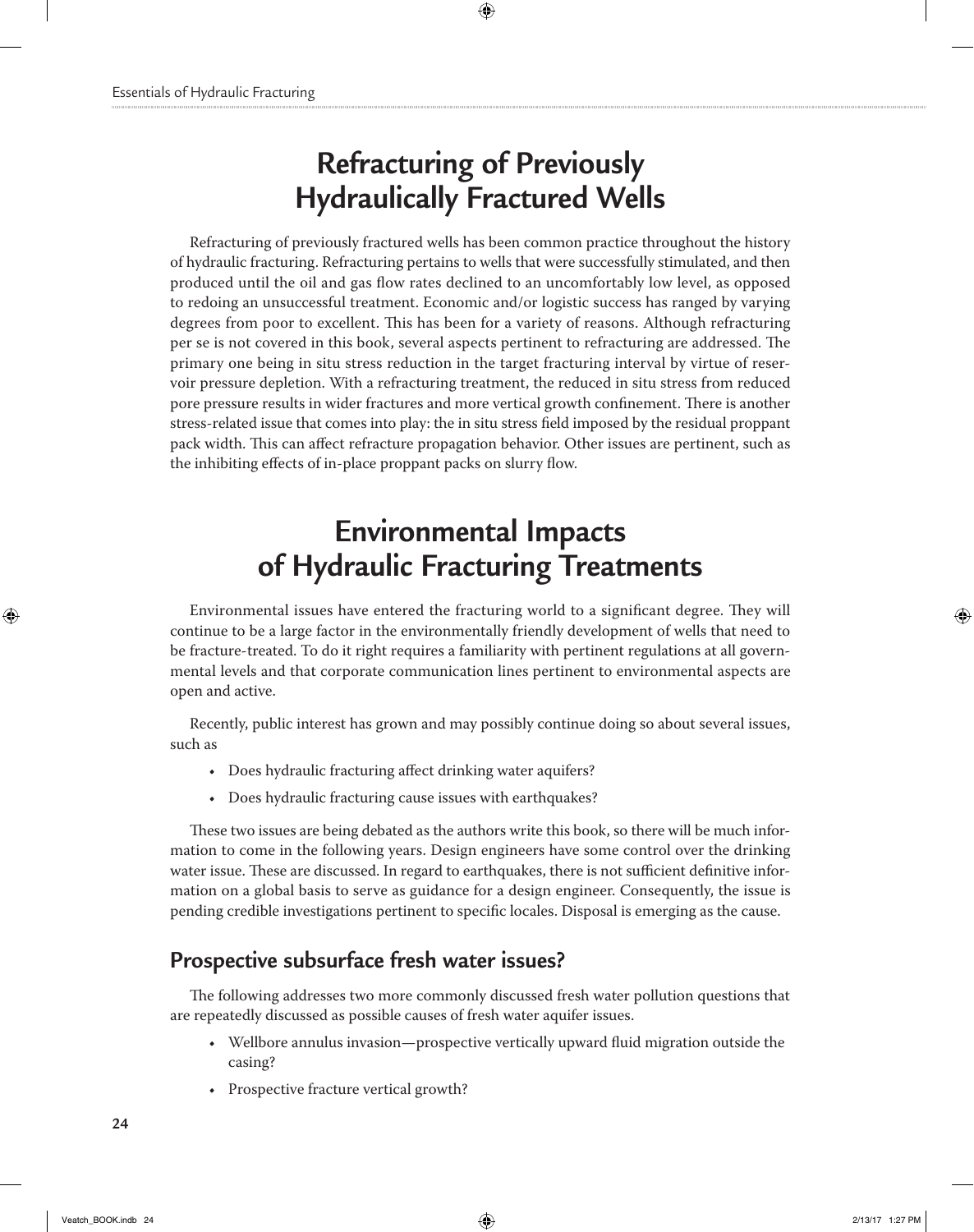# Refracturing of Previously Hydraulically Fractured Wells

Refracturing of previously fractured wells has been common practice throughout the history of hydraulic fracturing. Refracturing pertains to wells that were successfully stimulated, and then produced until the oil and gas flow rates declined to an uncomfortably low level, as opposed to redoing an unsuccessful treatment. Economic and/or logistic success has ranged by varying degrees from poor to excellent. This has been for a variety of reasons. Although refracturing per se is not covered in this book, several aspects pertinent to refracturing are addressed. The primary one being in situ stress reduction in the target fracturing interval by virtue of reservoir pressure depletion. With a refracturing treatment, the reduced in situ stress from reduced pore pressure results in wider fractures and more vertical growth confinement. There is another stress-related issue that comes into play: the in situ stress field imposed by the residual proppant pack width. This can affect refracture propagation behavior. Other issues are pertinent, such as the inhibiting effects of in-place proppant packs on slurry flow.

# Environmental Impacts of Hydraulic Fracturing Treatments

Environmental issues have entered the fracturing world to a significant degree. They will continue to be a large factor in the environmentally friendly development of wells that need to be fracture-treated. To do it right requires a familiarity with pertinent regulations at all governmental levels and that corporate communication lines pertinent to environmental aspects are open and active.

Recently, public interest has grown and may possibly continue doing so about several issues, such as

- Does hydraulic fracturing affect drinking water aquifers?
- Does hydraulic fracturing cause issues with earthquakes?

These two issues are being debated as the authors write this book, so there will be much information to come in the following years. Design engineers have some control over the drinking water issue. These are discussed. In regard to earthquakes, there is not sufficient definitive information on a global basis to serve as guidance for a design engineer. Consequently, the issue is pending credible investigations pertinent to specific locales. Disposal is emerging as the cause.

## Prospective subsurface fresh water issues?

The following addresses two more commonly discussed fresh water pollution questions that are repeatedly discussed as possible causes of fresh water aquifer issues.

- Wellbore annulus invasion—prospective vertically upward fluid migration outside the casing?
- Prospective fracture vertical growth?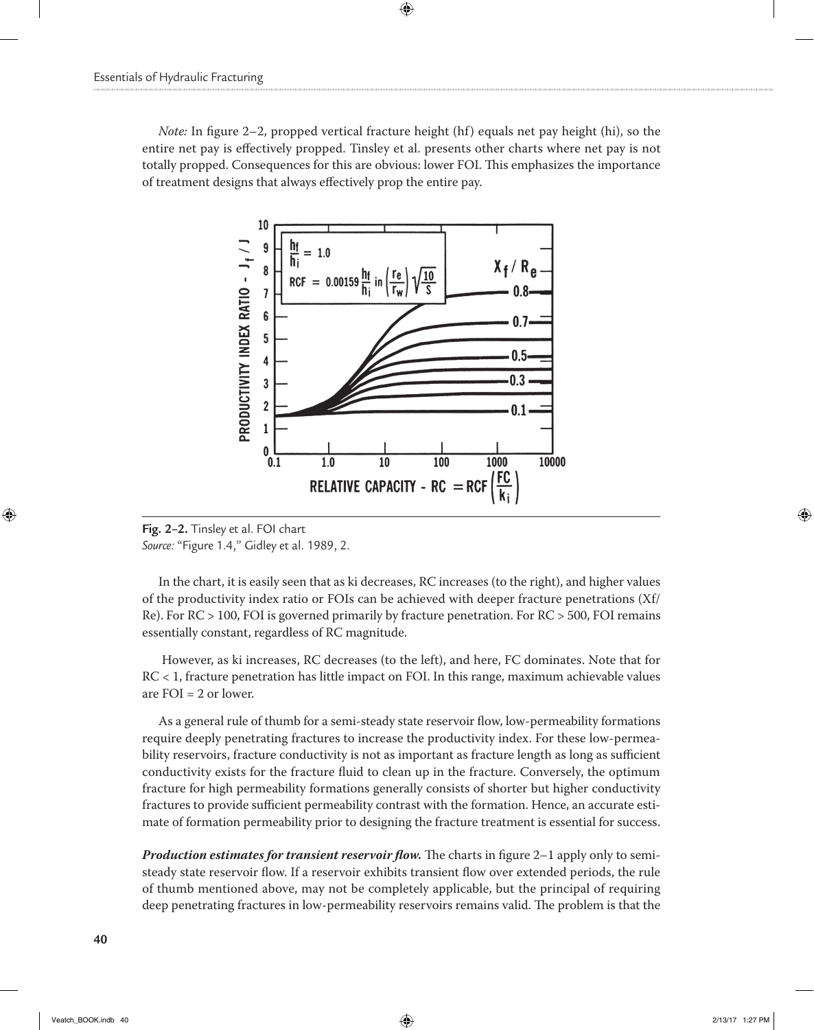*Note:* In figure 2–2, propped vertical fracture height (hf) equals net pay height (hi), so the entire net pay is effectively propped. Tinsley et al. presents other charts where net pay is not totally propped. Consequences for this are obvious: lower FOI. This emphasizes the importance of treatment designs that always effectively prop the entire pay.

**Fig. 2–2.** Tinsley et al. FOI chart
*Source:* "Figure 1.4," Gidley et al. 1989, 2.

In the chart, it is easily seen that as ki decreases, RC increases (to the right), and higher values of the productivity index ratio or FOIs can be achieved with deeper fracture penetrations (Xf/Re). For RC > 100, FOI is governed primarily by fracture penetration. For RC > 500, FOI remains essentially constant, regardless of RC magnitude.

However, as ki increases, RC decreases (to the left), and here, FC dominates. Note that for RC < 1, fracture penetration has little impact on FOI. In this range, maximum achievable values are FOI = 2 or lower.

As a general rule of thumb for a semi-steady state reservoir flow, low-permeability formations require deeply penetrating fractures to increase the productivity index. For these low-permeability reservoirs, fracture conductivity is not as important as fracture length as long as sufficient conductivity exists for the fracture fluid to clean up in the fracture. Conversely, the optimum fracture for high permeability formations generally consists of shorter but higher conductivity fractures to provide sufficient permeability contrast with the formation. Hence, an accurate estimate of formation permeability prior to designing the fracture treatment is essential for success.

***Production estimates for transient reservoir flow.*** The charts in figure 2–1 apply only to semi-steady state reservoir flow. If a reservoir exhibits transient flow over extended periods, the rule of thumb mentioned above, may not be completely applicable, but the principal of requiring deep penetrating fractures in low-permeability reservoirs remains valid. The problem is that the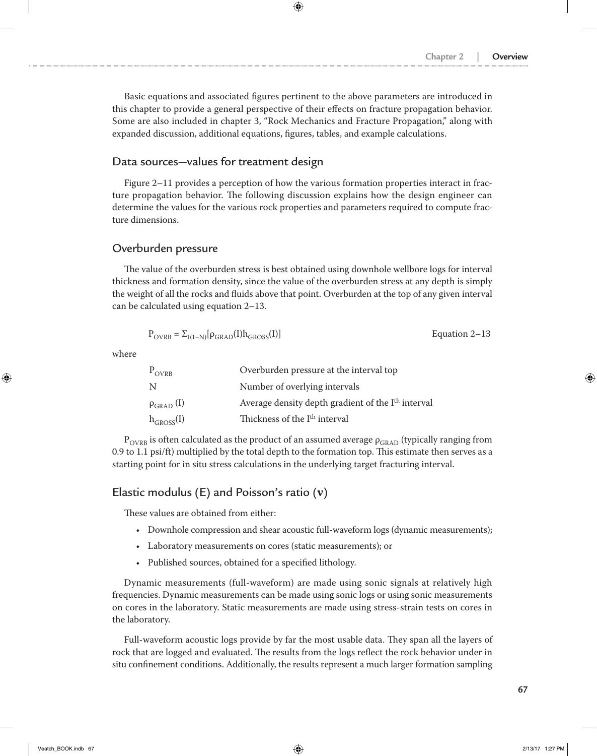Basic equations and associated figures pertinent to the above parameters are introduced in this chapter to provide a general perspective of their effects on fracture propagation behavior. Some are also included in chapter 3, "Rock Mechanics and Fracture Propagation," along with expanded discussion, additional equations, figures, tables, and example calculations.

## Data sources—values for treatment design

Figure 2–11 provides a perception of how the various formation properties interact in fracture propagation behavior. The following discussion explains how the design engineer can determine the values for the various rock properties and parameters required to compute fracture dimensions.

## Overburden pressure

The value of the overburden stress is best obtained using downhole wellbore logs for interval thickness and formation density, since the value of the overburden stress at any depth is simply the weight of all the rocks and fluids above that point. Overburden at the top of any given interval can be calculated using equation 2–13.

$$P_{OVRB} = \Sigma_{I(1-N)}[\rho_{GRAD}(I)h_{GROSS}(I)] \qquad \text{Equation 2–13}$$

where

| | |
|---|---|
| $P_{OVRB}$ | Overburden pressure at the interval top |
| N | Number of overlying intervals |
| $\rho_{GRAD}$ (I) | Average density depth gradient of the $I^{th}$ interval |
| $h_{GROSS}$(I) | Thickness of the $I^{th}$ interval |

$P_{OVRB}$ is often calculated as the product of an assumed average $\rho_{GRAD}$ (typically ranging from 0.9 to 1.1 psi/ft) multiplied by the total depth to the formation top. This estimate then serves as a starting point for in situ stress calculations in the underlying target fracturing interval.

## Elastic modulus (E) and Poisson's ratio ($\nu$)

These values are obtained from either:

- Downhole compression and shear acoustic full-waveform logs (dynamic measurements);
- Laboratory measurements on cores (static measurements); or
- Published sources, obtained for a specified lithology.

Dynamic measurements (full-waveform) are made using sonic signals at relatively high frequencies. Dynamic measurements can be made using sonic logs or using sonic measurements on cores in the laboratory. Static measurements are made using stress-strain tests on cores in the laboratory.

Full-waveform acoustic logs provide by far the most usable data. They span all the layers of rock that are logged and evaluated. The results from the logs reflect the rock behavior under in situ confinement conditions. Additionally, the results represent a much larger formation sampling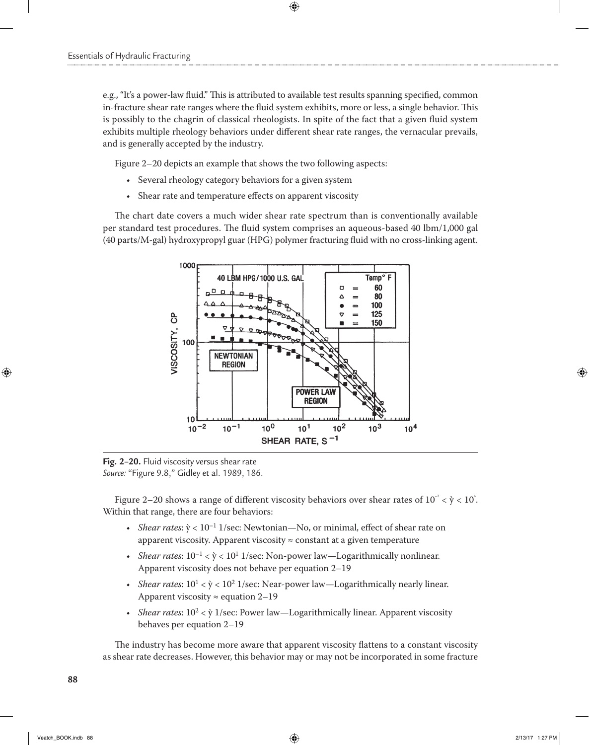e.g., "It's a power-law fluid." This is attributed to available test results spanning specified, common in-fracture shear rate ranges where the fluid system exhibits, more or less, a single behavior. This is possibly to the chagrin of classical rheologists. In spite of the fact that a given fluid system exhibits multiple rheology behaviors under different shear rate ranges, the vernacular prevails, and is generally accepted by the industry.

Figure 2–20 depicts an example that shows the two following aspects:

- Several rheology category behaviors for a given system
- Shear rate and temperature effects on apparent viscosity

The chart date covers a much wider shear rate spectrum than is conventionally available per standard test procedures. The fluid system comprises an aqueous-based 40 lbm/1,000 gal (40 parts/M-gal) hydroxypropyl guar (HPG) polymer fracturing fluid with no cross-linking agent.

**Fig. 2–20.** Fluid viscosity versus shear rate
*Source:* "Figure 9.8," Gidley et al. 1989, 186.

Figure 2–20 shows a range of different viscosity behaviors over shear rates of $10^{-2} < \dot{\gamma} < 10^{4}$. Within that range, there are four behaviors:

- *Shear rates*: $\dot{\gamma} < 10^{-1}$ 1/sec: Newtonian—No, or minimal, effect of shear rate on apparent viscosity. Apparent viscosity ≈ constant at a given temperature
- *Shear rates*: $10^{-1} < \dot{\gamma} < 10^{1}$ 1/sec: Non-power law—Logarithmically nonlinear. Apparent viscosity does not behave per equation 2–19
- *Shear rates*: $10^{1} < \dot{\gamma} < 10^{2}$ 1/sec: Near-power law—Logarithmically nearly linear. Apparent viscosity ≈ equation 2–19
- *Shear rates*: $10^{2} < \dot{\gamma}$ 1/sec: Power law—Logarithmically linear. Apparent viscosity behaves per equation 2–19

The industry has become more aware that apparent viscosity flattens to a constant viscosity as shear rate decreases. However, this behavior may or may not be incorporated in some fracture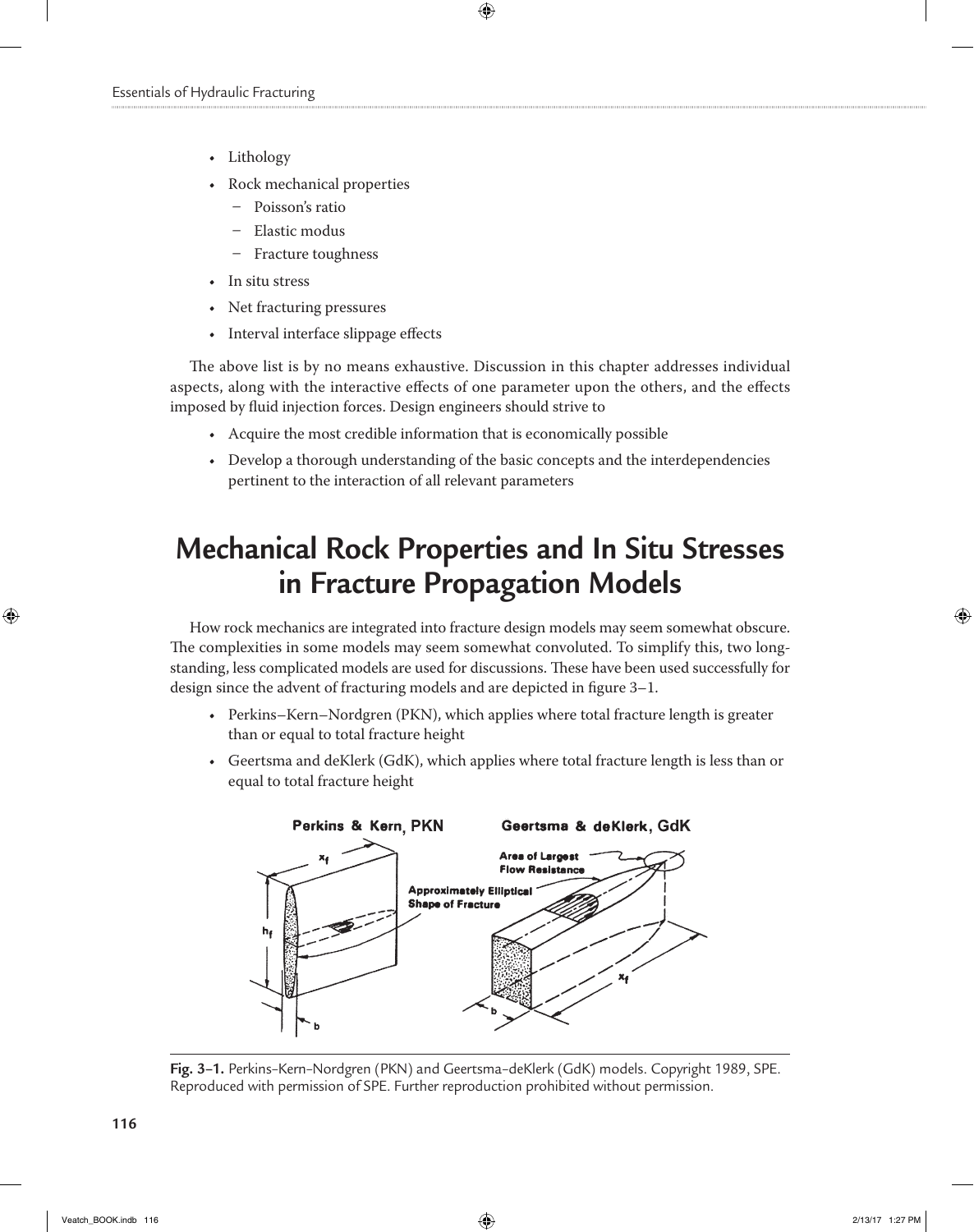- Lithology
- Rock mechanical properties
  - Poisson's ratio
  - Elastic modus
  - Fracture toughness
- In situ stress
- Net fracturing pressures
- Interval interface slippage effects

The above list is by no means exhaustive. Discussion in this chapter addresses individual aspects, along with the interactive effects of one parameter upon the others, and the effects imposed by fluid injection forces. Design engineers should strive to

- Acquire the most credible information that is economically possible
- Develop a thorough understanding of the basic concepts and the interdependencies pertinent to the interaction of all relevant parameters

# Mechanical Rock Properties and In Situ Stresses in Fracture Propagation Models

How rock mechanics are integrated into fracture design models may seem somewhat obscure. The complexities in some models may seem somewhat convoluted. To simplify this, two long-standing, less complicated models are used for discussions. These have been used successfully for design since the advent of fracturing models and are depicted in figure 3–1.

- Perkins–Kern–Nordgren (PKN), which applies where total fracture length is greater than or equal to total fracture height
- Geertsma and deKlerk (GdK), which applies where total fracture length is less than or equal to total fracture height

Perkins & Kern, PKN

Geertsma & deKlerk, GdK

$x_f$

$h_f$

b

Approximately Elliptical Shape of Fracture

Area of Largest Flow Resistance

$x_f$

b

**Fig. 3–1.** Perkins–Kern–Nordgren (PKN) and Geertsma–deKlerk (GdK) models. Copyright 1989, SPE. Reproduced with permission of SPE. Further reproduction prohibited without permission.